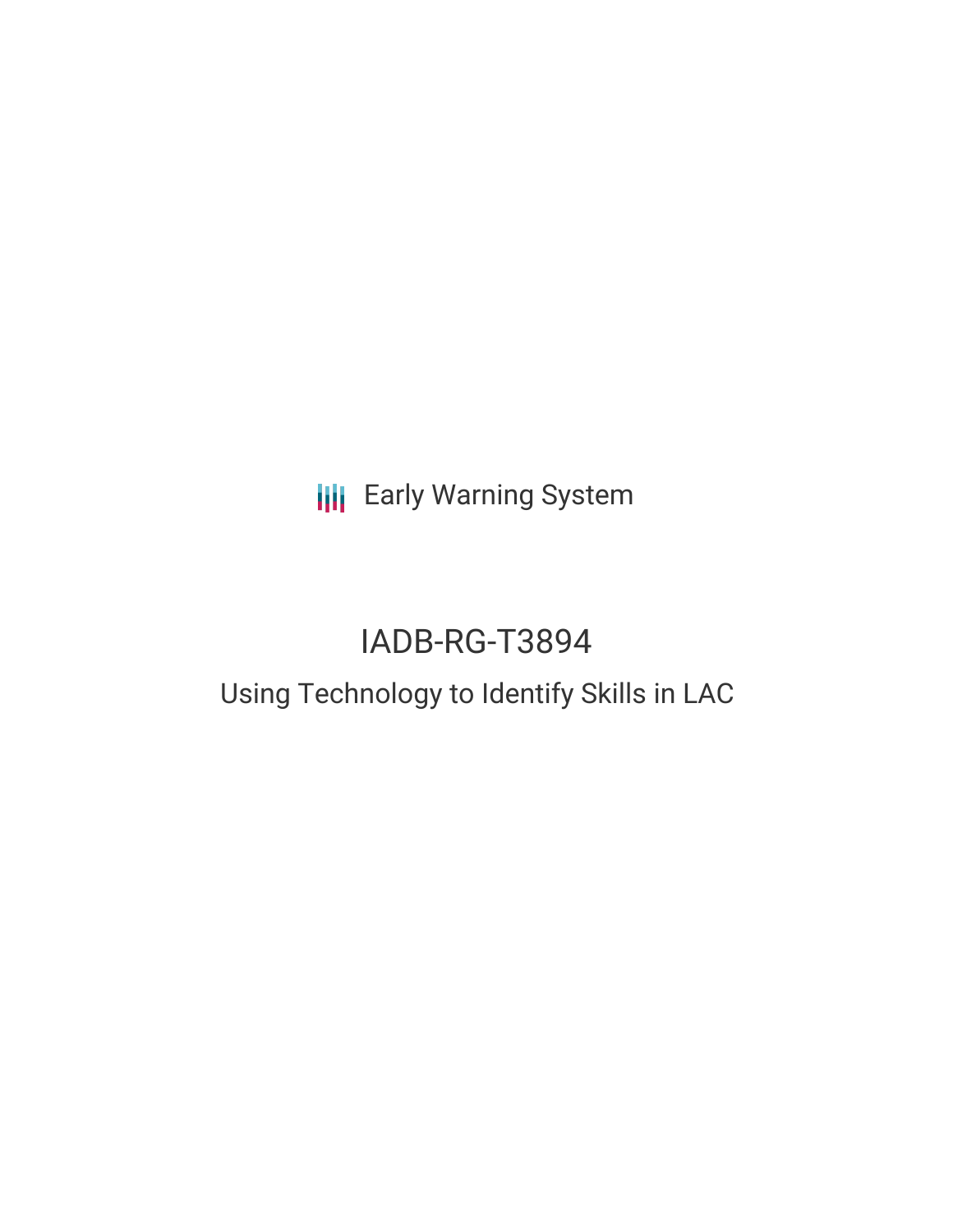Early Warning System

# IADB-RG-T3894

## Using Technology to Identify Skills in LAC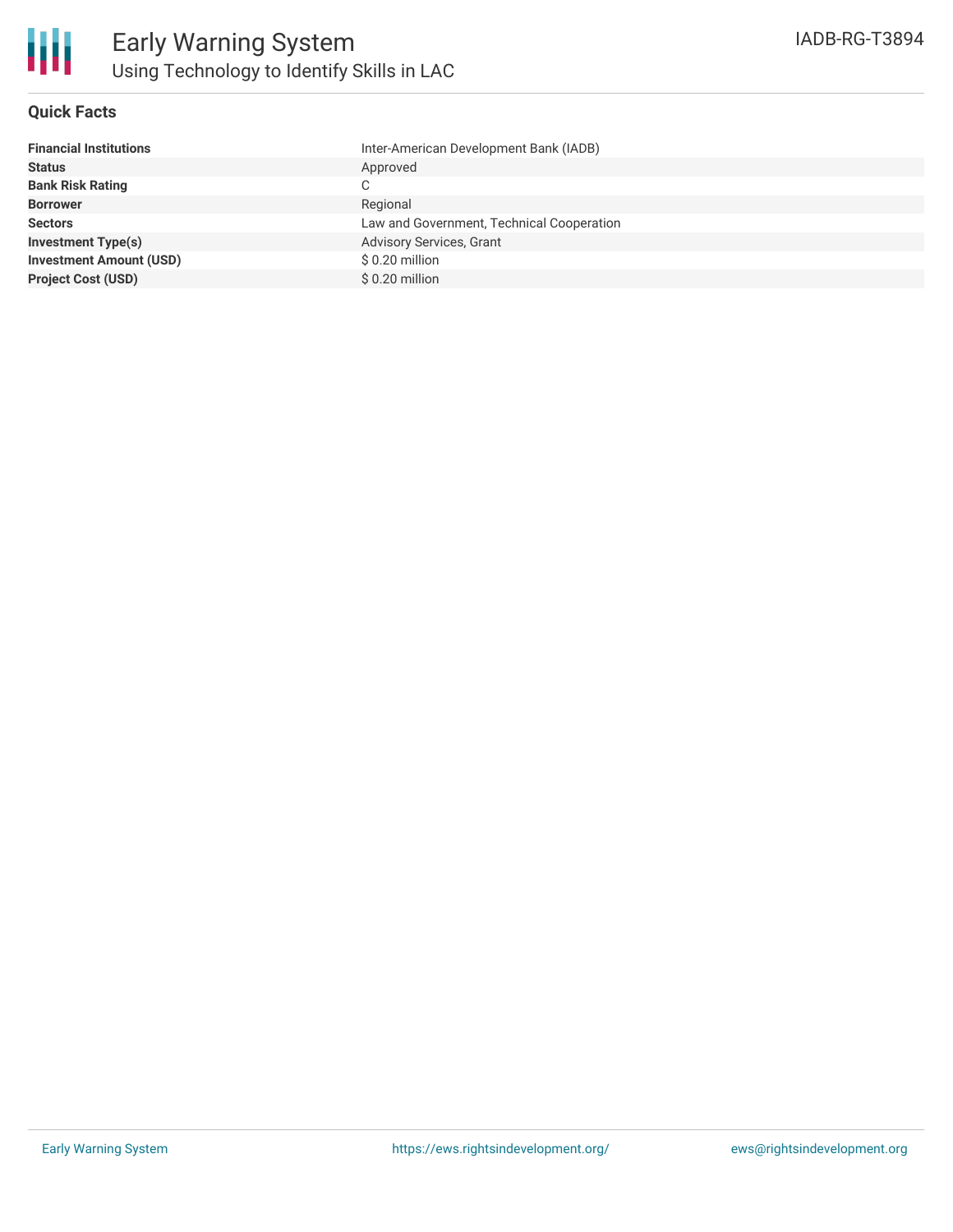# Using Technology to Identify Skills in LAC

IADB-RG-T3894

## Quick Facts

| | |
|---|---|
| **Financial Institutions** | Inter-American Development Bank (IADB) |
| **Status** | Approved |
| **Bank Risk Rating** | C |
| **Borrower** | Regional |
| **Sectors** | Law and Government, Technical Cooperation |
| **Investment Type(s)** | Advisory Services, Grant |
| **Investment Amount (USD)** | $ 0.20 million |
| **Project Cost (USD)** | $ 0.20 million |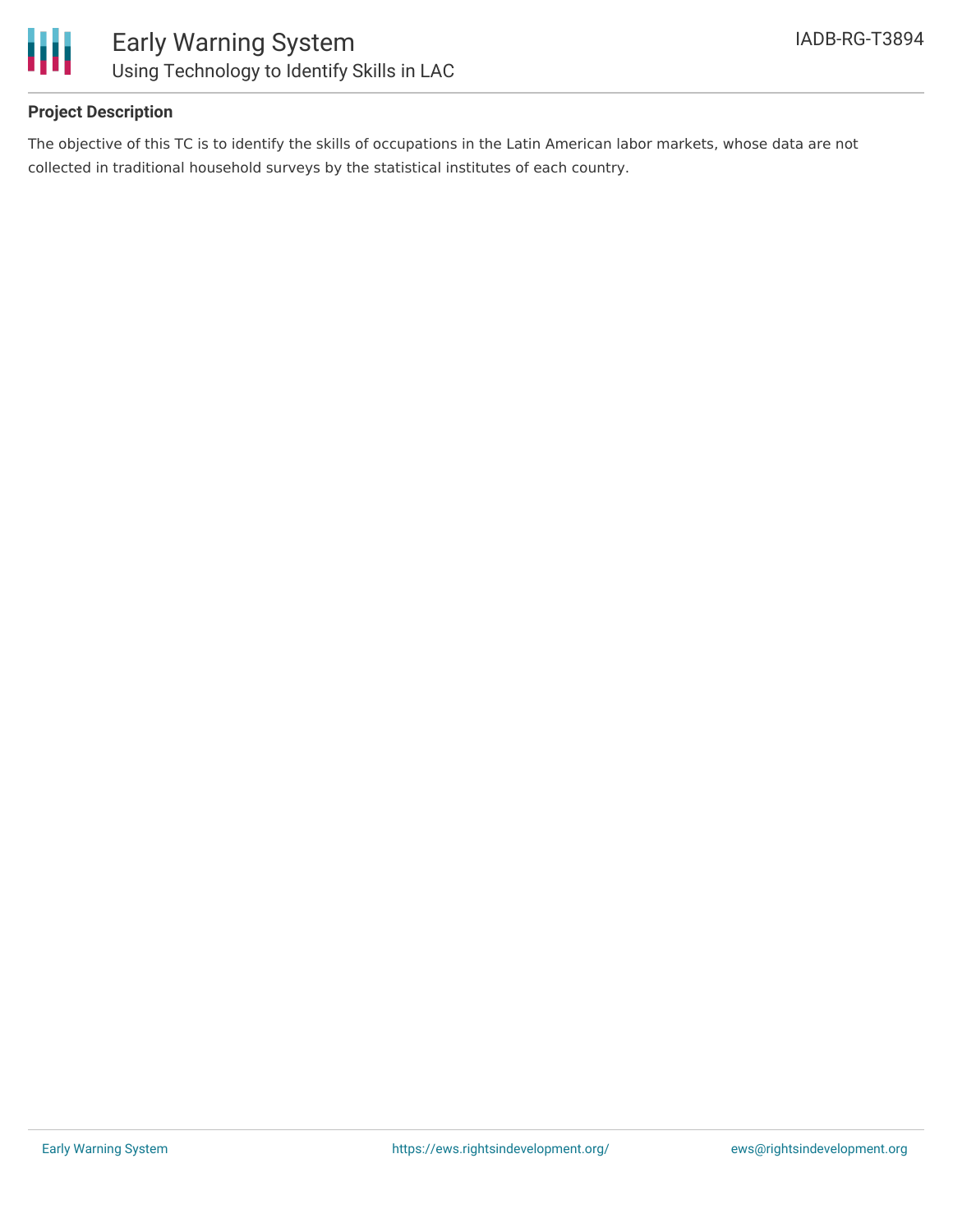## Project Description

The objective of this TC is to identify the skills of occupations in the Latin American labor markets, whose data are not collected in traditional household surveys by the statistical institutes of each country.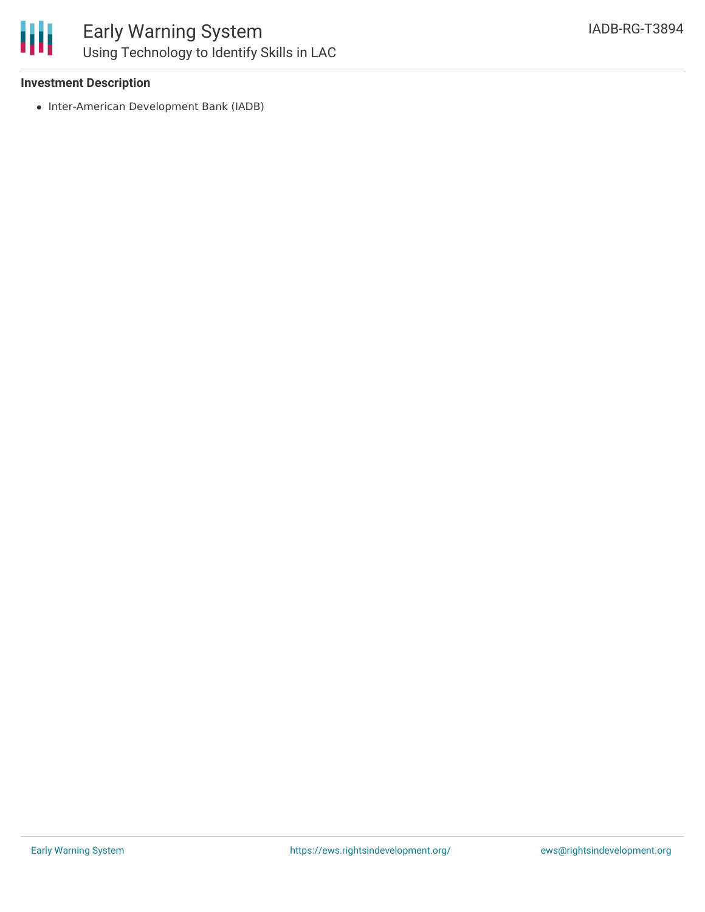**Investment Description**

- Inter-American Development Bank (IADB)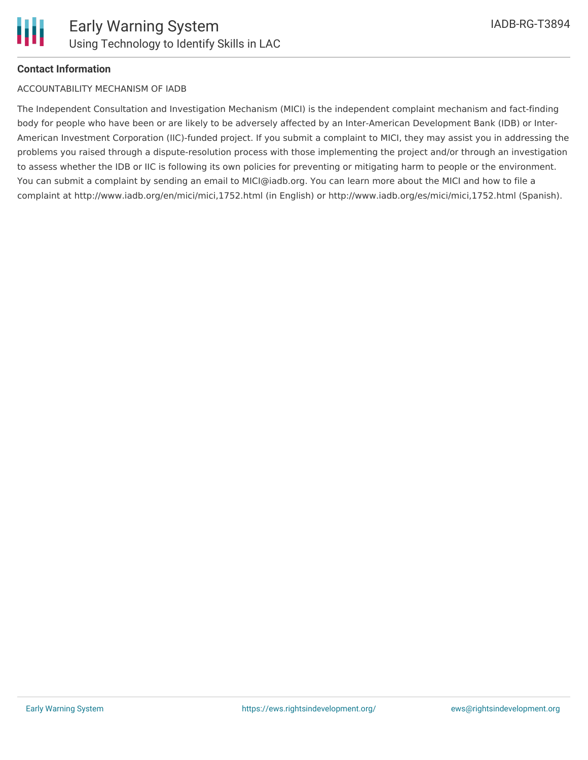**Contact Information**

ACCOUNTABILITY MECHANISM OF IADB

The Independent Consultation and Investigation Mechanism (MICI) is the independent complaint mechanism and fact-finding body for people who have been or are likely to be adversely affected by an Inter-American Development Bank (IDB) or Inter-American Investment Corporation (IIC)-funded project. If you submit a complaint to MICI, they may assist you in addressing the problems you raised through a dispute-resolution process with those implementing the project and/or through an investigation to assess whether the IDB or IIC is following its own policies for preventing or mitigating harm to people or the environment. You can submit a complaint by sending an email to MICI@iadb.org. You can learn more about the MICI and how to file a complaint at http://www.iadb.org/en/mici/mici,1752.html (in English) or http://www.iadb.org/es/mici/mici,1752.html (Spanish).